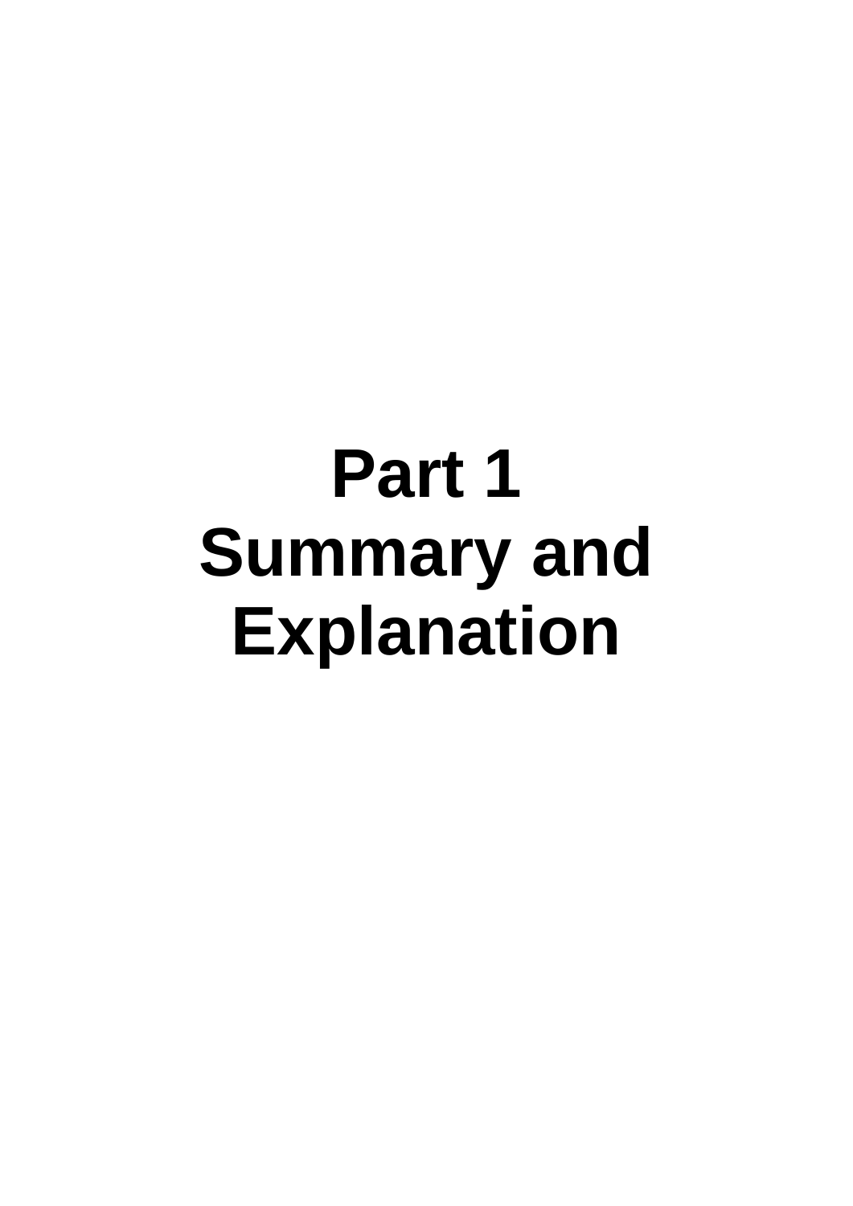# Part 1
# Summary and Explanation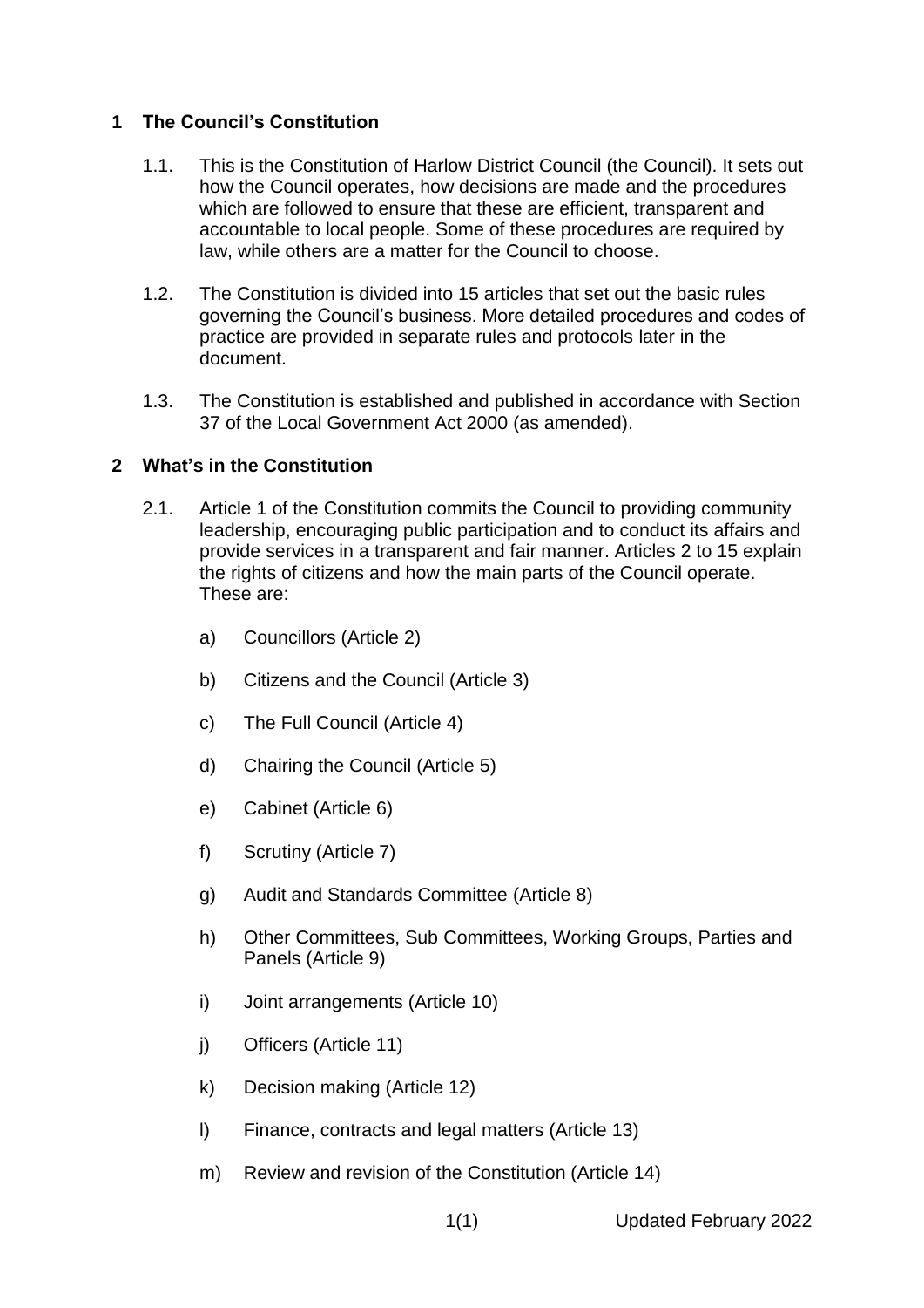## 1 The Council's Constitution

1.1. This is the Constitution of Harlow District Council (the Council). It sets out how the Council operates, how decisions are made and the procedures which are followed to ensure that these are efficient, transparent and accountable to local people. Some of these procedures are required by law, while others are a matter for the Council to choose.

1.2. The Constitution is divided into 15 articles that set out the basic rules governing the Council's business. More detailed procedures and codes of practice are provided in separate rules and protocols later in the document.

1.3. The Constitution is established and published in accordance with Section 37 of the Local Government Act 2000 (as amended).

## 2 What's in the Constitution

2.1. Article 1 of the Constitution commits the Council to providing community leadership, encouraging public participation and to conduct its affairs and provide services in a transparent and fair manner. Articles 2 to 15 explain the rights of citizens and how the main parts of the Council operate. These are:

a) Councillors (Article 2)

b) Citizens and the Council (Article 3)

c) The Full Council (Article 4)

d) Chairing the Council (Article 5)

e) Cabinet (Article 6)

f) Scrutiny (Article 7)

g) Audit and Standards Committee (Article 8)

h) Other Committees, Sub Committees, Working Groups, Parties and Panels (Article 9)

i) Joint arrangements (Article 10)

j) Officers (Article 11)

k) Decision making (Article 12)

l) Finance, contracts and legal matters (Article 13)

m) Review and revision of the Constitution (Article 14)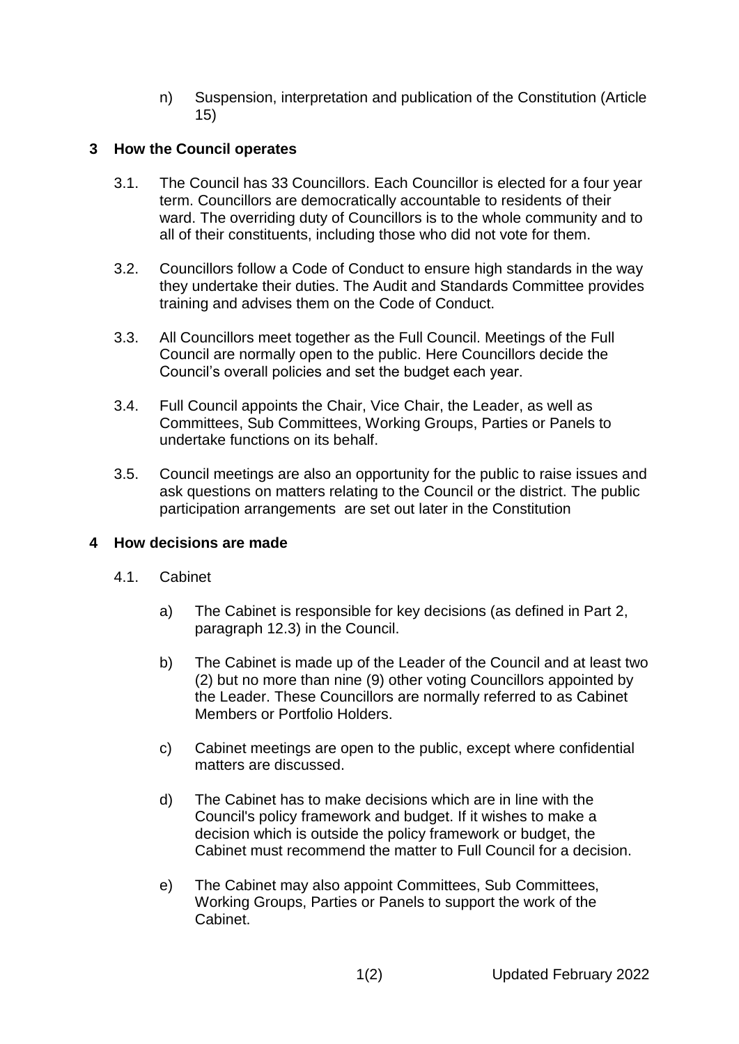n) Suspension, interpretation and publication of the Constitution (Article 15)

## 3 How the Council operates

3.1. The Council has 33 Councillors. Each Councillor is elected for a four year term. Councillors are democratically accountable to residents of their ward. The overriding duty of Councillors is to the whole community and to all of their constituents, including those who did not vote for them.

3.2. Councillors follow a Code of Conduct to ensure high standards in the way they undertake their duties. The Audit and Standards Committee provides training and advises them on the Code of Conduct.

3.3. All Councillors meet together as the Full Council. Meetings of the Full Council are normally open to the public. Here Councillors decide the Council's overall policies and set the budget each year.

3.4. Full Council appoints the Chair, Vice Chair, the Leader, as well as Committees, Sub Committees, Working Groups, Parties or Panels to undertake functions on its behalf.

3.5. Council meetings are also an opportunity for the public to raise issues and ask questions on matters relating to the Council or the district. The public participation arrangements are set out later in the Constitution

## 4 How decisions are made

4.1. Cabinet

a) The Cabinet is responsible for key decisions (as defined in Part 2, paragraph 12.3) in the Council.

b) The Cabinet is made up of the Leader of the Council and at least two (2) but no more than nine (9) other voting Councillors appointed by the Leader. These Councillors are normally referred to as Cabinet Members or Portfolio Holders.

c) Cabinet meetings are open to the public, except where confidential matters are discussed.

d) The Cabinet has to make decisions which are in line with the Council's policy framework and budget. If it wishes to make a decision which is outside the policy framework or budget, the Cabinet must recommend the matter to Full Council for a decision.

e) The Cabinet may also appoint Committees, Sub Committees, Working Groups, Parties or Panels to support the work of the Cabinet.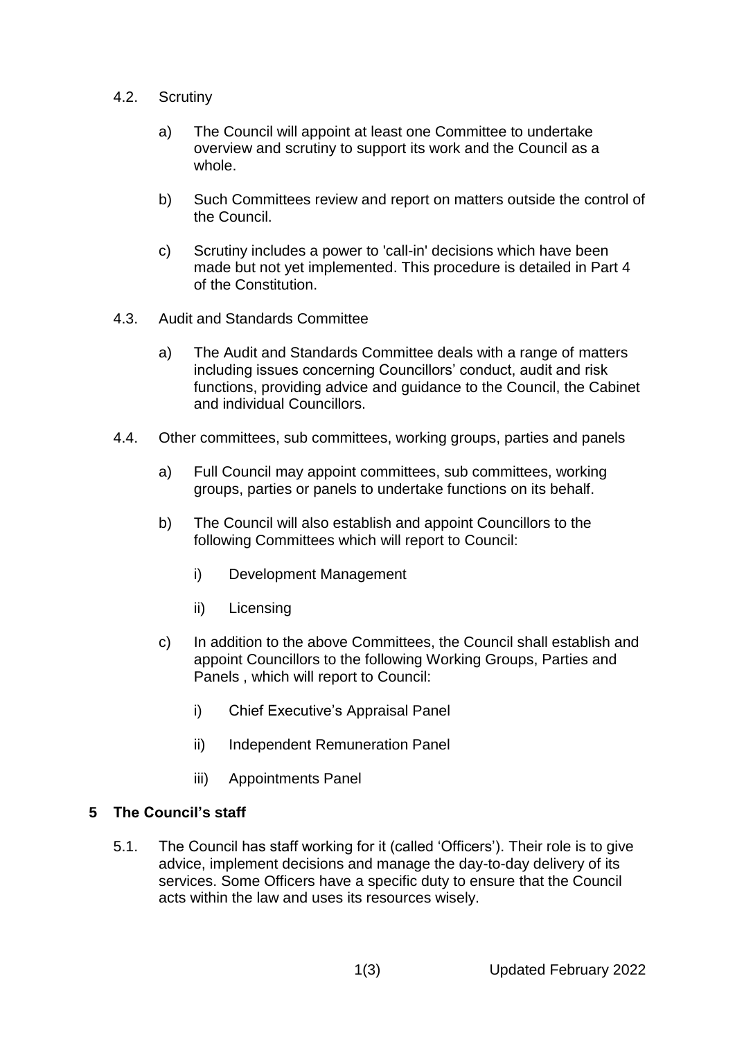4.2. Scrutiny

a) The Council will appoint at least one Committee to undertake overview and scrutiny to support its work and the Council as a whole.

b) Such Committees review and report on matters outside the control of the Council.

c) Scrutiny includes a power to 'call-in' decisions which have been made but not yet implemented. This procedure is detailed in Part 4 of the Constitution.

4.3. Audit and Standards Committee

a) The Audit and Standards Committee deals with a range of matters including issues concerning Councillors' conduct, audit and risk functions, providing advice and guidance to the Council, the Cabinet and individual Councillors.

4.4. Other committees, sub committees, working groups, parties and panels

a) Full Council may appoint committees, sub committees, working groups, parties or panels to undertake functions on its behalf.

b) The Council will also establish and appoint Councillors to the following Committees which will report to Council:

   i) Development Management

   ii) Licensing

c) In addition to the above Committees, the Council shall establish and appoint Councillors to the following Working Groups, Parties and Panels , which will report to Council:

   i) Chief Executive's Appraisal Panel

   ii) Independent Remuneration Panel

   iii) Appointments Panel

## 5 The Council's staff

5.1. The Council has staff working for it (called 'Officers'). Their role is to give advice, implement decisions and manage the day-to-day delivery of its services. Some Officers have a specific duty to ensure that the Council acts within the law and uses its resources wisely.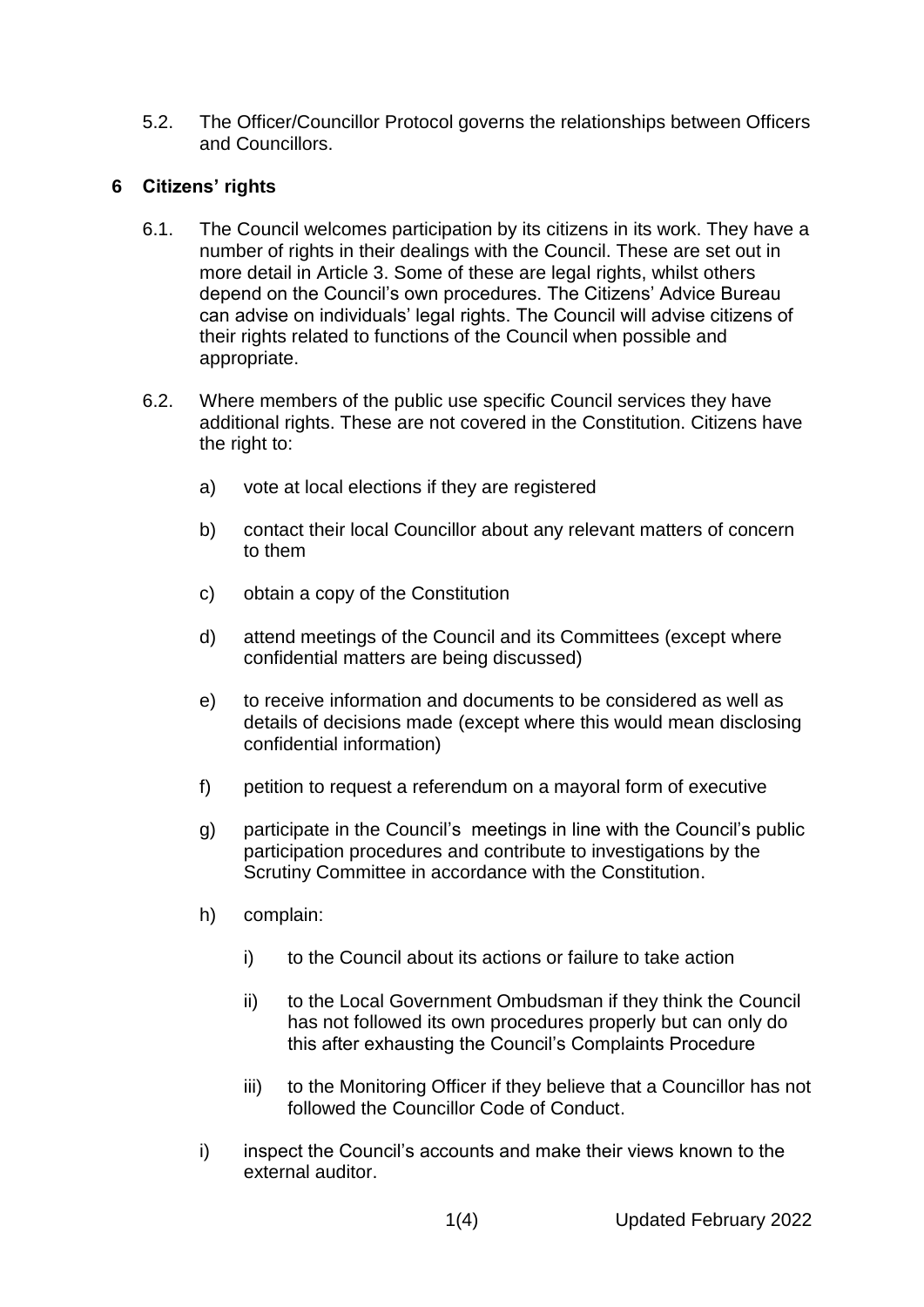5.2. The Officer/Councillor Protocol governs the relationships between Officers and Councillors.

## 6 Citizens' rights

6.1. The Council welcomes participation by its citizens in its work. They have a number of rights in their dealings with the Council. These are set out in more detail in Article 3. Some of these are legal rights, whilst others depend on the Council's own procedures. The Citizens' Advice Bureau can advise on individuals' legal rights. The Council will advise citizens of their rights related to functions of the Council when possible and appropriate.

6.2. Where members of the public use specific Council services they have additional rights. These are not covered in the Constitution. Citizens have the right to:

a) vote at local elections if they are registered

b) contact their local Councillor about any relevant matters of concern to them

c) obtain a copy of the Constitution

d) attend meetings of the Council and its Committees (except where confidential matters are being discussed)

e) to receive information and documents to be considered as well as details of decisions made (except where this would mean disclosing confidential information)

f) petition to request a referendum on a mayoral form of executive

g) participate in the Council's meetings in line with the Council's public participation procedures and contribute to investigations by the Scrutiny Committee in accordance with the Constitution.

h) complain:

   i) to the Council about its actions or failure to take action

   ii) to the Local Government Ombudsman if they think the Council has not followed its own procedures properly but can only do this after exhausting the Council's Complaints Procedure

   iii) to the Monitoring Officer if they believe that a Councillor has not followed the Councillor Code of Conduct.

i) inspect the Council's accounts and make their views known to the external auditor.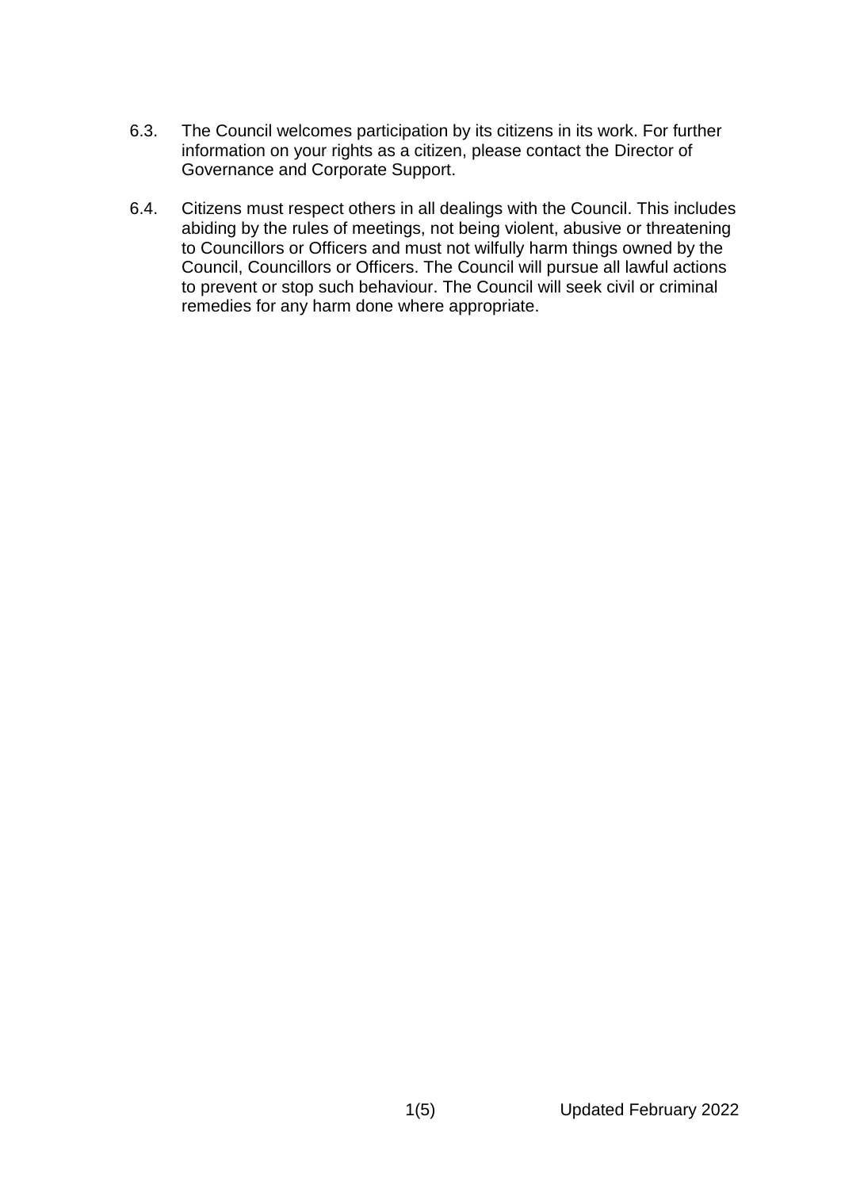6.3. The Council welcomes participation by its citizens in its work. For further information on your rights as a citizen, please contact the Director of Governance and Corporate Support.

6.4. Citizens must respect others in all dealings with the Council. This includes abiding by the rules of meetings, not being violent, abusive or threatening to Councillors or Officers and must not wilfully harm things owned by the Council, Councillors or Officers. The Council will pursue all lawful actions to prevent or stop such behaviour. The Council will seek civil or criminal remedies for any harm done where appropriate.